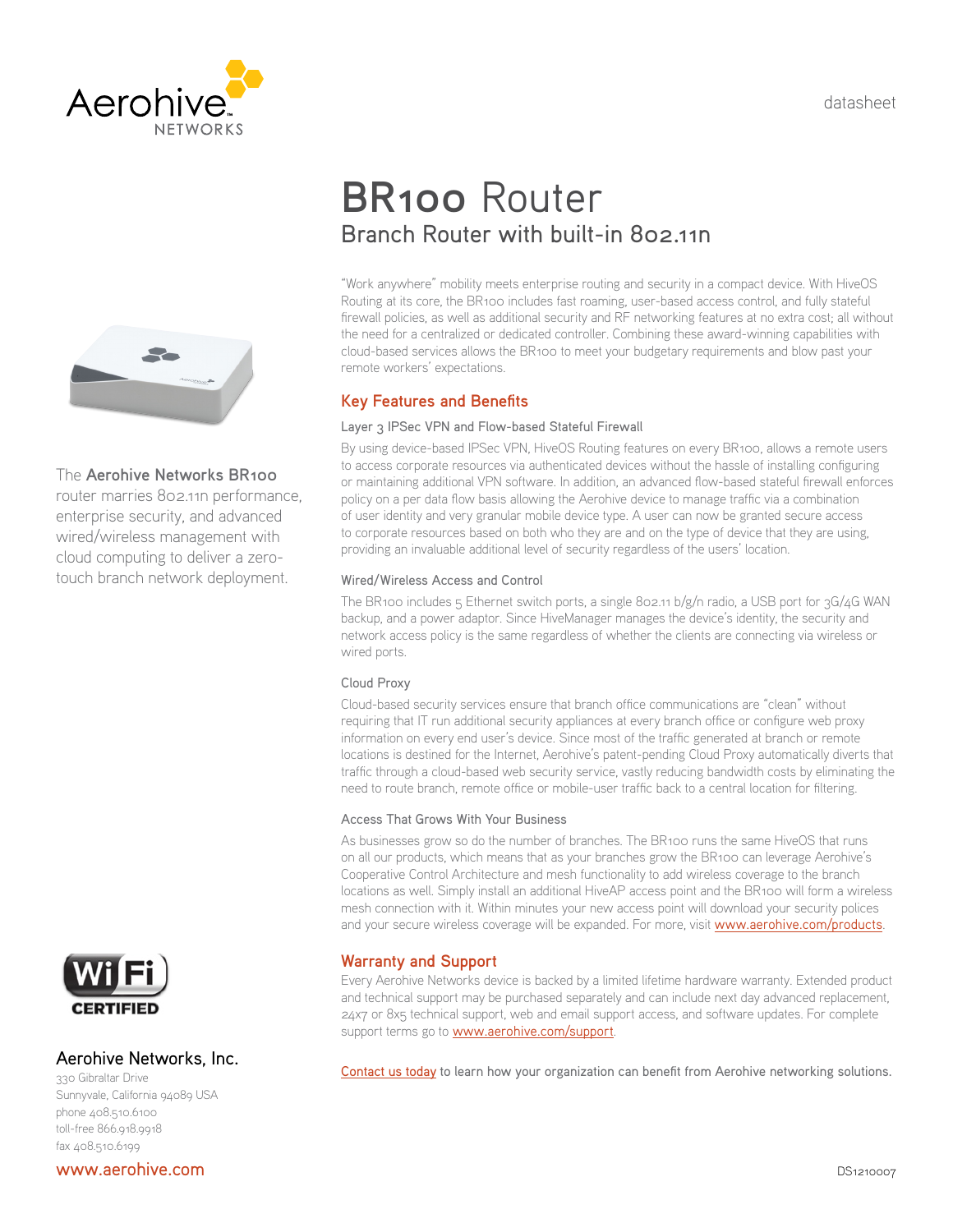# BR100 Router

## Branch Router with built-in 802.11n

The **Aerohive Networks BR100** router marries 802.11n performance, enterprise security, and advanced wired/wireless management with cloud computing to deliver a zero-touch branch network deployment.

"Work anywhere" mobility meets enterprise routing and security in a compact device. With HiveOS Routing at its core, the BR100 includes fast roaming, user-based access control, and fully stateful firewall policies, as well as additional security and RF networking features at no extra cost; all without the need for a centralized or dedicated controller. Combining these award-winning capabilities with cloud-based services allows the BR100 to meet your budgetary requirements and blow past your remote workers' expectations.

## Key Features and Benefits

### Layer 3 IPSec VPN and Flow-based Stateful Firewall

By using device-based IPSec VPN, HiveOS Routing features on every BR100, allows a remote users to access corporate resources via authenticated devices without the hassle of installing configuring or maintaining additional VPN software. In addition, an advanced flow-based stateful firewall enforces policy on a per data flow basis allowing the Aerohive device to manage traffic via a combination of user identity and very granular mobile device type. A user can now be granted secure access to corporate resources based on both who they are and on the type of device that they are using, providing an invaluable additional level of security regardless of the users' location.

### Wired/Wireless Access and Control

The BR100 includes 5 Ethernet switch ports, a single 802.11 b/g/n radio, a USB port for 3G/4G WAN backup, and a power adaptor. Since HiveManager manages the device's identity, the security and network access policy is the same regardless of whether the clients are connecting via wireless or wired ports.

### Cloud Proxy

Cloud-based security services ensure that branch office communications are "clean" without requiring that IT run additional security appliances at every branch office or configure web proxy information on every end user's device. Since most of the traffic generated at branch or remote locations is destined for the Internet, Aerohive's patent-pending Cloud Proxy automatically diverts that traffic through a cloud-based web security service, vastly reducing bandwidth costs by eliminating the need to route branch, remote office or mobile-user traffic back to a central location for filtering.

### Access That Grows With Your Business

As businesses grow so do the number of branches. The BR100 runs the same HiveOS that runs on all our products, which means that as your branches grow the BR100 can leverage Aerohive's Cooperative Control Architecture and mesh functionality to add wireless coverage to the branch locations as well. Simply install an additional HiveAP access point and the BR100 will form a wireless mesh connection with it. Within minutes your new access point will download your security polices and your secure wireless coverage will be expanded. For more, visit www.aerohive.com/products.

## Warranty and Support

Every Aerohive Networks device is backed by a limited lifetime hardware warranty. Extended product and technical support may be purchased separately and can include next day advanced replacement, 24x7 or 8x5 technical support, web and email support access, and software updates. For complete support terms go to www.aerohive.com/support.

Contact us today to learn how your organization can benefit from Aerohive networking solutions.

**Aerohive Networks, Inc.**
330 Gibraltar Drive
Sunnyvale, California 94089 USA
phone 408.510.6100
toll-free 866.918.9918
fax 408.510.6199

www.aerohive.com

DS1210007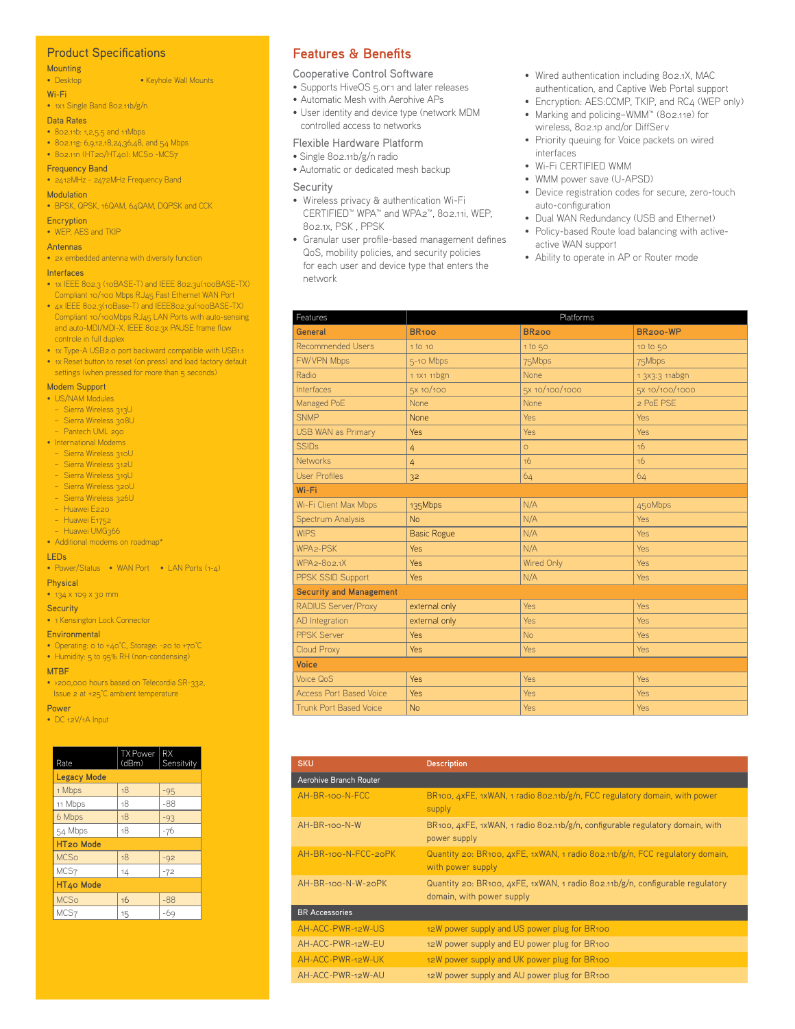## Product Specifications

### Mounting
- Desktop
- Keyhole Wall Mounts

### Wi-Fi
- 1x1 Single Band 802.11b/g/n

### Data Rates
- 802.11b: 1,2,5.5 and 11Mbps
- 802.11g: 6,9,12,18,24,36,48, and 54 Mbps
- 802.11n (HT20/HT40): MCS0 -MCS7

### Frequency Band
- 2412MHz - 2472MHz Frequency Band

### Modulation
- BPSK, QPSK, 16QAM, 64QAM, DQPSK and CCK

### Encryption
- WEP, AES and TKIP

### Antennas
- 2x embedded antenna with diversity function

### Interfaces
- 1x IEEE 802.3 (10BASE-T) and IEEE 802.3u(100BASE-TX) Compliant 10/100 Mbps RJ45 Fast Ethernet WAN Port
- 4x IEEE 802.3(10Base-T) and IEEE802.3u(100BASE-TX) Compliant 10/100Mbps RJ45 LAN Ports with auto-sensing and auto-MDI/MDI-X. IEEE 802.3x PAUSE frame flow controle in full duplex
- 1x Type-A USB2.0 port backward compatible with USB1.1
- 1x Reset button to reset (on press) and load factory default settings (when pressed for more than 5 seconds)

### Modem Support
- US/NAM Modules
  - Sierra Wireless 313U
  - Sierra Wireless 308U
  - Pantech UML 290
- International Modems
  - Sierra Wireless 310U
  - Sierra Wireless 312U
  - Sierra Wireless 319U
  - Sierra Wireless 320U
  - Sierra Wireless 326U
  - Huawei E220
  - Huawei E1752
  - Huawei UMG366
- Additional modems on roadmap*

### LEDs
- Power/Status
- WAN Port
- LAN Ports (1-4)

### Physical
- 134 x 109 x 30 mm

### Security
- 1 Kensington Lock Connector

### Environmental
- Operating: 0 to +40°C, Storage: -20 to +70°C
- Humidity: 5 to 95% RH (non-condensing)

### MTBF
- >200,000 hours based on Telecordia SR-332, Issue 2 at +25°C ambient temperature

### Power
- DC 12V/1A Input

| Rate | TX Power (dBm) | RX Sensitvity |
|---|---|---|
| **Legacy Mode** | | |
| 1 Mbps | 18 | -95 |
| 11 Mbps | 18 | -88 |
| 6 Mbps | 18 | -93 |
| 54 Mbps | 18 | -76 |
| **HT20 Mode** | | |
| MCS0 | 18 | -92 |
| MCS7 | 14 | -72 |
| **HT40 Mode** | | |
| MCS0 | 16 | -88 |
| MCS7 | 15 | -69 |

## Features & Benefits

### Cooperative Control Software
- Supports HiveOS 5.0r1 and later releases
- Automatic Mesh with Aerohive APs
- User identity and device type (network MDM controlled access to networks

### Flexible Hardware Platform
- Single 802.11b/g/n radio
- Automatic or dedicated mesh backup

### Security
- Wireless privacy & authentication Wi-Fi CERTIFIED™ WPA™ and WPA2™, 802.11i, WEP, 802.1x, PSK , PPSK
- Granular user profile-based management defines QoS, mobility policies, and security policies for each user and device type that enters the network
- Wired authentication including 802.1X, MAC authentication, and Captive Web Portal support
- Encryption: AES:CCMP, TKIP, and RC4 (WEP only)
- Marking and policing–WMM™ (802.11e) for wireless, 802.1p and/or DiffServ
- Priority queuing for Voice packets on wired interfaces
- Wi-Fi CERTIFIED WMM
- WMM power save (U-APSD)
- Device registration codes for secure, zero-touch auto-configuration
- Dual WAN Redundancy (USB and Ethernet)
- Policy-based Route load balancing with active-active WAN support
- Ability to operate in AP or Router mode

| Features | Platforms | | |
|---|---|---|---|
| **General** | **BR100** | **BR200** | **BR200-WP** |
| Recommended Users | 1 to 10 | 1 to 50 | 10 to 50 |
| FW/VPN Mbps | 5-10 Mbps | 75Mbps | 75Mbps |
| Radio | 1 1x1 11bgn | None | 1 3x3:3 11abgn |
| Interfaces | 5x 10/100 | 5x 10/100/1000 | 5x 10/100/1000 |
| Managed PoE | None | None | 2 PoE PSE |
| SNMP | None | Yes | Yes |
| USB WAN as Primary | Yes | Yes | Yes |
| SSIDs | 4 | 0 | 16 |
| Networks | 4 | 16 | 16 |
| User Profiles | 32 | 64 | 64 |
| **Wi-Fi** | | | |
| Wi-Fi Client Max Mbps | 135Mbps | N/A | 450Mbps |
| Spectrum Analysis | No | N/A | Yes |
| WIPS | Basic Rogue | N/A | Yes |
| WPA2-PSK | Yes | N/A | Yes |
| WPA2-802.1X | Yes | Wired Only | Yes |
| PPSK SSID Support | Yes | N/A | Yes |
| **Security and Management** | | | |
| RADIUS Server/Proxy | external only | Yes | Yes |
| AD Integration | external only | Yes | Yes |
| PPSK Server | Yes | No | Yes |
| Cloud Proxy | Yes | Yes | Yes |
| **Voice** | | | |
| Voice QoS | Yes | Yes | Yes |
| Access Port Based Voice | Yes | Yes | Yes |
| Trunk Port Based Voice | No | Yes | Yes |

| SKU | Description |
|---|---|
| **Aerohive Branch Router** | |
| AH-BR-100-N-FCC | BR100, 4xFE, 1xWAN, 1 radio 802.11b/g/n, FCC regulatory domain, with power supply |
| AH-BR-100-N-W | BR100, 4xFE, 1xWAN, 1 radio 802.11b/g/n, configurable regulatory domain, with power supply |
| AH-BR-100-N-FCC-20PK | Quantity 20: BR100, 4xFE, 1xWAN, 1 radio 802.11b/g/n, FCC regulatory domain, with power supply |
| AH-BR-100-N-W-20PK | Quantity 20: BR100, 4xFE, 1xWAN, 1 radio 802.11b/g/n, configurable regulatory domain, with power supply |
| **BR Accessories** | |
| AH-ACC-PWR-12W-US | 12W power supply and US power plug for BR100 |
| AH-ACC-PWR-12W-EU | 12W power supply and EU power plug for BR100 |
| AH-ACC-PWR-12W-UK | 12W power supply and UK power plug for BR100 |
| AH-ACC-PWR-12W-AU | 12W power supply and AU power plug for BR100 |